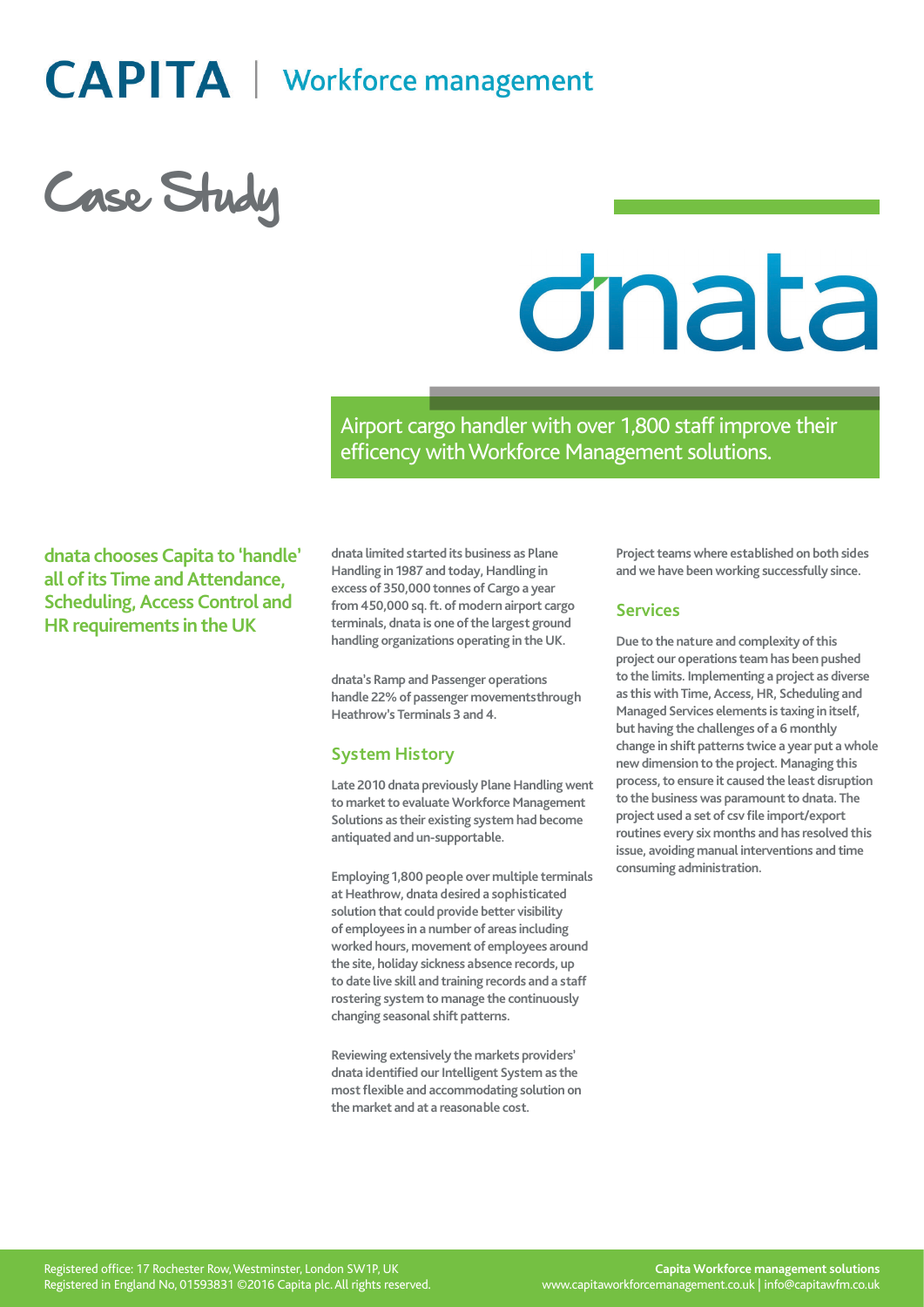# CAPITA | Workforce management

## Case Study

# dnata

Airport cargo handler with over 1,800 staff improve their efficency with Workforce Management solutions.

**dnata chooses Capita to 'handle' all of its Time and Attendance, Scheduling, Access Control and HR requirements in the UK**

dnata limited started its business as Plane Handling in 1987 and today, Handling in excess of 350,000 tonnes of Cargo a year from 450,000 sq. ft. of modern airport cargo terminals, dnata is one of the largest ground handling organizations operating in the UK.

dnata's Ramp and Passenger operations handle 22% of passenger movementsthrough Heathrow's Terminals 3 and 4.

### System History

Late 2010 dnata previously Plane Handling went to market to evaluate Workforce Management Solutions as their existing system had become antiquated and un-supportable.

Employing 1,800 people over multiple terminals at Heathrow, dnata desired a sophisticated solution that could provide better visibility of employees in a number of areas including worked hours, movement of employees around the site, holiday sickness absence records, up to date live skill and training records and a staff rostering system to manage the continuously changing seasonal shift patterns.

Reviewing extensively the markets providers' dnata identified our Intelligent System as the most flexible and accommodating solution on the market and at a reasonable cost.

Project teams where established on both sides and we have been working successfully since.

### Services

Due to the nature and complexity of this project our operations team has been pushed to the limits. Implementing a project as diverse as this with Time, Access, HR, Scheduling and Managed Services elements is taxing in itself, but having the challenges of a 6 monthly change in shift patterns twice a year put a whole new dimension to the project. Managing this process, to ensure it caused the least disruption to the business was paramount to dnata. The project used a set of csv file import/export routines every six months and has resolved this issue, avoiding manual interventions and time consuming administration.

Registered office: 17 Rochester Row, Westminster, London SW1P, UK
Registered in England No, 01593831 ©2016 Capita plc. All rights reserved.

**Capita Workforce management solutions**
www.capitaworkforcemanagement.co.uk | info@capitawfm.co.uk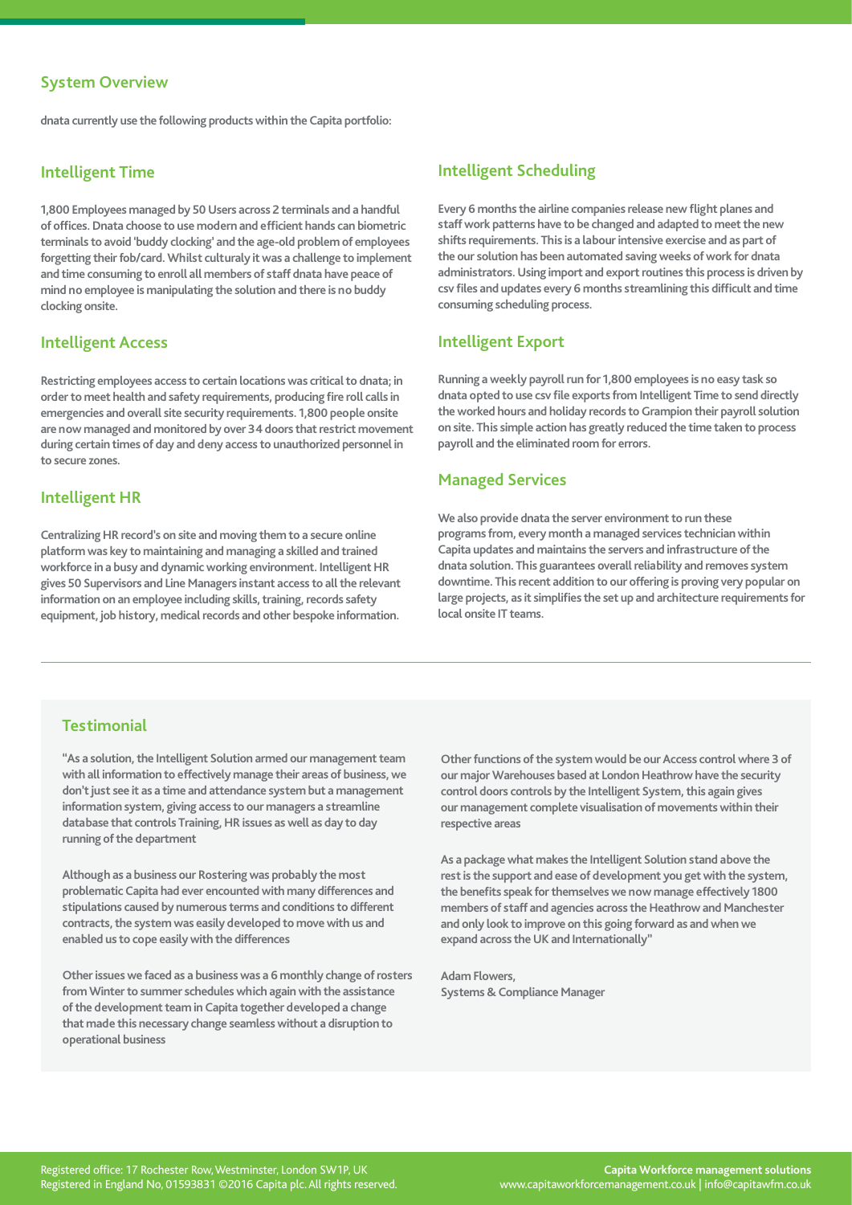## System Overview

dnata currently use the following products within the Capita portfolio:

### Intelligent Time

1,800 Employees managed by 50 Users across 2 terminals and a handful of offices. Dnata choose to use modern and efficient hands can biometric terminals to avoid 'buddy clocking' and the age-old problem of employees forgetting their fob/card. Whilst culturaly it was a challenge to implement and time consuming to enroll all members of staff dnata have peace of mind no employee is manipulating the solution and there is no buddy clocking onsite.

### Intelligent Access

Restricting employees access to certain locations was critical to dnata; in order to meet health and safety requirements, producing fire roll calls in emergencies and overall site security requirements. 1,800 people onsite are now managed and monitored by over 34 doors that restrict movement during certain times of day and deny access to unauthorized personnel in to secure zones.

### Intelligent HR

Centralizing HR record's on site and moving them to a secure online platform was key to maintaining and managing a skilled and trained workforce in a busy and dynamic working environment. Intelligent HR gives 50 Supervisors and Line Managers instant access to all the relevant information on an employee including skills, training, records safety equipment, job history, medical records and other bespoke information.

### Intelligent Scheduling

Every 6 months the airline companies release new flight planes and staff work patterns have to be changed and adapted to meet the new shifts requirements. This is a labour intensive exercise and as part of the our solution has been automated saving weeks of work for dnata administrators. Using import and export routines this process is driven by csv files and updates every 6 months streamlining this difficult and time consuming scheduling process.

### Intelligent Export

Running a weekly payroll run for 1,800 employees is no easy task so dnata opted to use csv file exports from Intelligent Time to send directly the worked hours and holiday records to Grampion their payroll solution on site. This simple action has greatly reduced the time taken to process payroll and the eliminated room for errors.

### Managed Services

We also provide dnata the server environment to run these programs from, every month a managed services technician within Capita updates and maintains the servers and infrastructure of the dnata solution. This guarantees overall reliability and removes system downtime. This recent addition to our offering is proving very popular on large projects, as it simplifies the set up and architecture requirements for local onsite IT teams.

---

## Testimonial

"As a solution, the Intelligent Solution armed our management team with all information to effectively manage their areas of business, we don't just see it as a time and attendance system but a management information system, giving access to our managers a streamline database that controls Training, HR issues as well as day to day running of the department

Although as a business our Rostering was probably the most problematic Capita had ever encounted with many differences and stipulations caused by numerous terms and conditions to different contracts, the system was easily developed to move with us and enabled us to cope easily with the differences

Other issues we faced as a business was a 6 monthly change of rosters from Winter to summer schedules which again with the assistance of the development team in Capita together developed a change that made this necessary change seamless without a disruption to operational business

Other functions of the system would be our Access control where 3 of our major Warehouses based at London Heathrow have the security control doors controls by the Intelligent System, this again gives our management complete visualisation of movements within their respective areas

As a package what makes the Intelligent Solution stand above the rest is the support and ease of development you get with the system, the benefits speak for themselves we now manage effectively 1800 members of staff and agencies across the Heathrow and Manchester and only look to improve on this going forward as and when we expand across the UK and Internationally"

Adam Flowers,
Systems & Compliance Manager

Registered office: 17 Rochester Row, Westminster, London SW1P, UK
Registered in England No, 01593831 ©2016 Capita plc. All rights reserved.

**Capita Workforce management solutions**
www.capitaworkforcemanagement.co.uk | info@capitawfm.co.uk